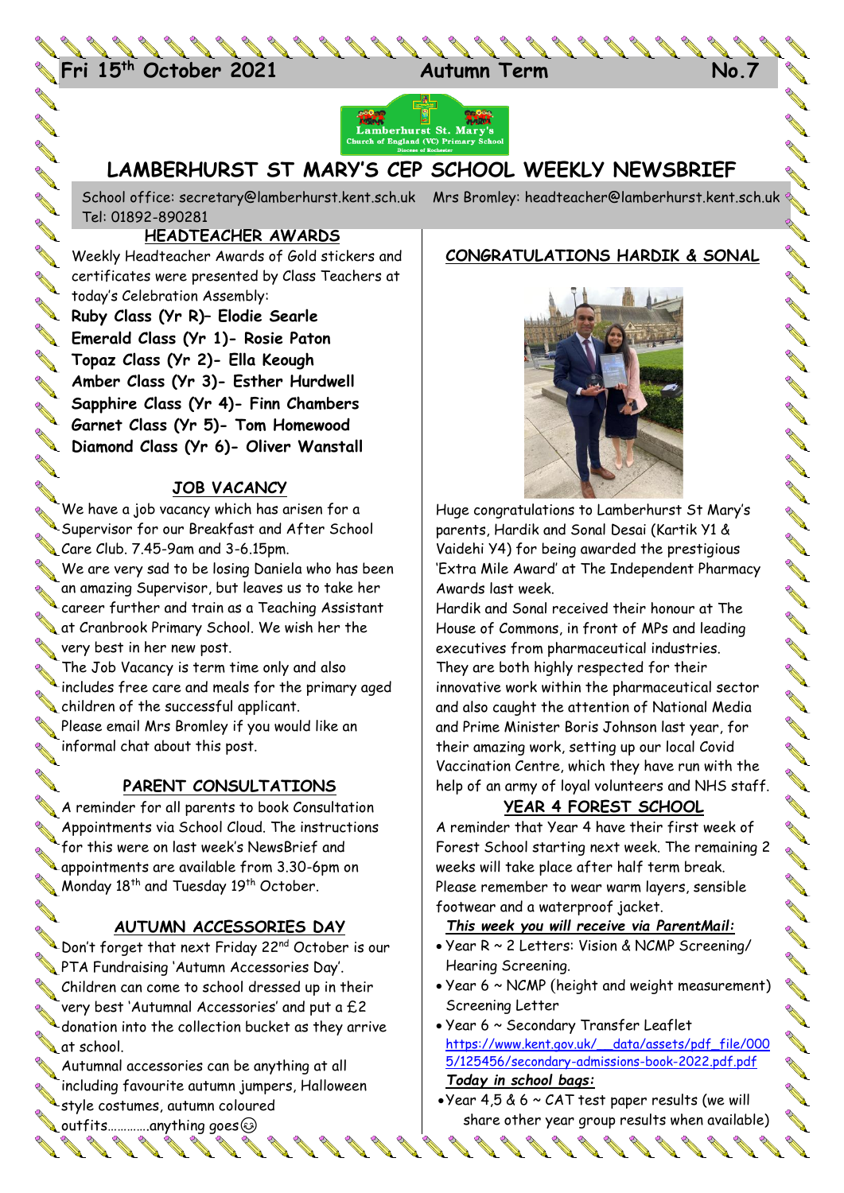Fri 15th October 2021 | Autumn Term | No.7

# LAMBERHURST ST MARY'S CEP SCHOOL WEEKLY NEWSBRIEF

School office: secretary@lamberhurst.kent.sch.uk Mrs Bromley: headteacher@lamberhurst.kent.sch.uk
Tel: 01892-890281

## HEADTEACHER AWARDS

Weekly Headteacher Awards of Gold stickers and certificates were presented by Class Teachers at today's Celebration Assembly:

**Ruby Class (Yr R)– Elodie Searle**
**Emerald Class (Yr 1)- Rosie Paton**
**Topaz Class (Yr 2)- Ella Keough**
**Amber Class (Yr 3)- Esther Hurdwell**
**Sapphire Class (Yr 4)- Finn Chambers**
**Garnet Class (Yr 5)- Tom Homewood**
**Diamond Class (Yr 6)- Oliver Wanstall**

## JOB VACANCY

We have a job vacancy which has arisen for a Supervisor for our Breakfast and After School Care Club. 7.45-9am and 3-6.15pm.

We are very sad to be losing Daniela who has been an amazing Supervisor, but leaves us to take her career further and train as a Teaching Assistant at Cranbrook Primary School. We wish her the very best in her new post.

The Job Vacancy is term time only and also includes free care and meals for the primary aged children of the successful applicant.

Please email Mrs Bromley if you would like an informal chat about this post.

## PARENT CONSULTATIONS

A reminder for all parents to book Consultation Appointments via School Cloud. The instructions for this were on last week's NewsBrief and appointments are available from 3.30-6pm on Monday 18th and Tuesday 19th October.

## AUTUMN ACCESSORIES DAY

Don't forget that next Friday 22nd October is our PTA Fundraising 'Autumn Accessories Day'. Children can come to school dressed up in their very best 'Autumnal Accessories' and put a £2 donation into the collection bucket as they arrive at school.

Autumnal accessories can be anything at all including favourite autumn jumpers, Halloween style costumes, autumn coloured outfits…………anything goes😉

## CONGRATULATIONS HARDIK & SONAL

Huge congratulations to Lamberhurst St Mary's parents, Hardik and Sonal Desai (Kartik Y1 & Vaidehi Y4) for being awarded the prestigious 'Extra Mile Award' at The Independent Pharmacy Awards last week.

Hardik and Sonal received their honour at The House of Commons, in front of MPs and leading executives from pharmaceutical industries.

They are both highly respected for their innovative work within the pharmaceutical sector and also caught the attention of National Media and Prime Minister Boris Johnson last year, for their amazing work, setting up our local Covid Vaccination Centre, which they have run with the help of an army of loyal volunteers and NHS staff.

## YEAR 4 FOREST SCHOOL

A reminder that Year 4 have their first week of Forest School starting next week. The remaining 2 weeks will take place after half term break.

Please remember to wear warm layers, sensible footwear and a waterproof jacket.

***This week you will receive via ParentMail:***

- Year R ~ 2 Letters: Vision & NCMP Screening/ Hearing Screening.
- Year 6 ~ NCMP (height and weight measurement) Screening Letter
- Year 6 ~ Secondary Transfer Leaflet https://www.kent.gov.uk/__data/assets/pdf_file/0005/125456/secondary-admissions-book-2022.pdf.pdf

***Today in school bags:***

- Year 4,5 & 6 ~ CAT test paper results (we will share other year group results when available)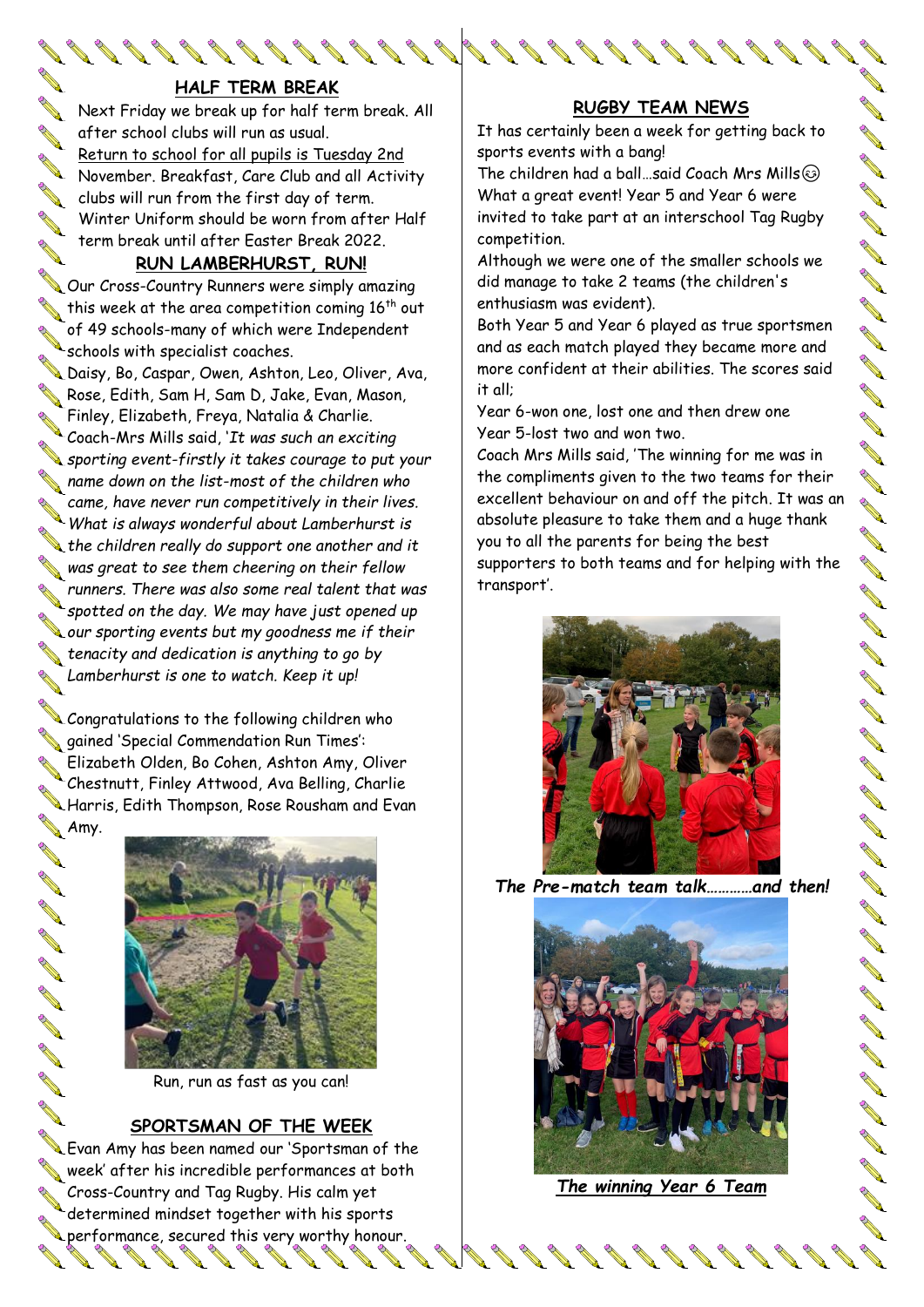## HALF TERM BREAK

Next Friday we break up for half term break. All after school clubs will run as usual.
Return to school for all pupils is Tuesday 2nd November. Breakfast, Care Club and all Activity clubs will run from the first day of term.
Winter Uniform should be worn from after Half term break until after Easter Break 2022.

## RUN LAMBERHURST, RUN!

Our Cross-Country Runners were simply amazing this week at the area competition coming 16th out of 49 schools-many of which were Independent schools with specialist coaches.

Daisy, Bo, Caspar, Owen, Ashton, Leo, Oliver, Ava, Rose, Edith, Sam H, Sam D, Jake, Evan, Mason, Finley, Elizabeth, Freya, Natalia & Charlie.

Coach-Mrs Mills said, '*It was such an exciting sporting event-firstly it takes courage to put your name down on the list-most of the children who came, have never run competitively in their lives. What is always wonderful about Lamberhurst is the children really do support one another and it was great to see them cheering on their fellow runners. There was also some real talent that was spotted on the day. We may have just opened up our sporting events but my goodness me if their tenacity and dedication is anything to go by Lamberhurst is one to watch. Keep it up!*

Congratulations to the following children who gained 'Special Commendation Run Times': Elizabeth Olden, Bo Cohen, Ashton Amy, Oliver Chestnutt, Finley Attwood, Ava Belling, Charlie Harris, Edith Thompson, Rose Rousham and Evan Amy.

Run, run as fast as you can!

## SPORTSMAN OF THE WEEK

Evan Amy has been named our 'Sportsman of the week' after his incredible performances at both Cross-Country and Tag Rugby. His calm yet determined mindset together with his sports performance, secured this very worthy honour.

## RUGBY TEAM NEWS

It has certainly been a week for getting back to sports events with a bang!
The children had a ball…said Coach Mrs Mills😊
What a great event! Year 5 and Year 6 were invited to take part at an interschool Tag Rugby competition.
Although we were one of the smaller schools we did manage to take 2 teams (the children's enthusiasm was evident).
Both Year 5 and Year 6 played as true sportsmen and as each match played they became more and more confident at their abilities. The scores said it all;
Year 6-won one, lost one and then drew one
Year 5-lost two and won two.
Coach Mrs Mills said, 'The winning for me was in the compliments given to the two teams for their excellent behaviour on and off the pitch. It was an absolute pleasure to take them and a huge thank you to all the parents for being the best supporters to both teams and for helping with the transport'.

***The Pre-match team talk…………and then!***

***The winning Year 6 Team***